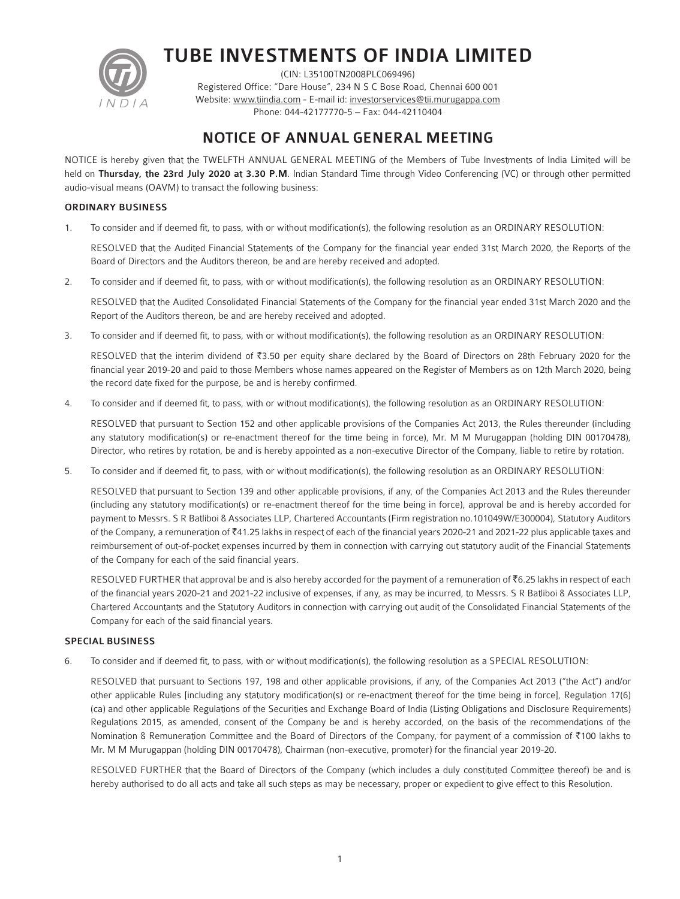# TUBE INVESTMENTS OF INDIA LIMITED

(CIN: L35100TN2008PLC069496)
Registered Office: "Dare House", 234 N S C Bose Road, Chennai 600 001
Website: www.tiindia.com - E-mail id: investorservices@tii.murugappa.com
Phone: 044-42177770-5 – Fax: 044-42110404

## NOTICE OF ANNUAL GENERAL MEETING

NOTICE is hereby given that the TWELFTH ANNUAL GENERAL MEETING of the Members of Tube Investments of India Limited will be held on **Thursday, the 23rd July 2020 at 3.30 P.M**. Indian Standard Time through Video Conferencing (VC) or through other permitted audio-visual means (OAVM) to transact the following business:

### ORDINARY BUSINESS

1. To consider and if deemed fit, to pass, with or without modification(s), the following resolution as an ORDINARY RESOLUTION:

   RESOLVED that the Audited Financial Statements of the Company for the financial year ended 31st March 2020, the Reports of the Board of Directors and the Auditors thereon, be and are hereby received and adopted.

2. To consider and if deemed fit, to pass, with or without modification(s), the following resolution as an ORDINARY RESOLUTION:

   RESOLVED that the Audited Consolidated Financial Statements of the Company for the financial year ended 31st March 2020 and the Report of the Auditors thereon, be and are hereby received and adopted.

3. To consider and if deemed fit, to pass, with or without modification(s), the following resolution as an ORDINARY RESOLUTION:

   RESOLVED that the interim dividend of ₹3.50 per equity share declared by the Board of Directors on 28th February 2020 for the financial year 2019-20 and paid to those Members whose names appeared on the Register of Members as on 12th March 2020, being the record date fixed for the purpose, be and is hereby confirmed.

4. To consider and if deemed fit, to pass, with or without modification(s), the following resolution as an ORDINARY RESOLUTION:

   RESOLVED that pursuant to Section 152 and other applicable provisions of the Companies Act 2013, the Rules thereunder (including any statutory modification(s) or re-enactment thereof for the time being in force), Mr. M M Murugappan (holding DIN 00170478), Director, who retires by rotation, be and is hereby appointed as a non-executive Director of the Company, liable to retire by rotation.

5. To consider and if deemed fit, to pass, with or without modification(s), the following resolution as an ORDINARY RESOLUTION:

   RESOLVED that pursuant to Section 139 and other applicable provisions, if any, of the Companies Act 2013 and the Rules thereunder (including any statutory modification(s) or re-enactment thereof for the time being in force), approval be and is hereby accorded for payment to Messrs. S R Batliboi & Associates LLP, Chartered Accountants (Firm registration no.101049W/E300004), Statutory Auditors of the Company, a remuneration of ₹41.25 lakhs in respect of each of the financial years 2020-21 and 2021-22 plus applicable taxes and reimbursement of out-of-pocket expenses incurred by them in connection with carrying out statutory audit of the Financial Statements of the Company for each of the said financial years.

   RESOLVED FURTHER that approval be and is also hereby accorded for the payment of a remuneration of ₹6.25 lakhs in respect of each of the financial years 2020-21 and 2021-22 inclusive of expenses, if any, as may be incurred, to Messrs. S R Batliboi & Associates LLP, Chartered Accountants and the Statutory Auditors in connection with carrying out audit of the Consolidated Financial Statements of the Company for each of the said financial years.

### SPECIAL BUSINESS

6. To consider and if deemed fit, to pass, with or without modification(s), the following resolution as a SPECIAL RESOLUTION:

   RESOLVED that pursuant to Sections 197, 198 and other applicable provisions, if any, of the Companies Act 2013 ("the Act") and/or other applicable Rules [including any statutory modification(s) or re-enactment thereof for the time being in force], Regulation 17(6)(ca) and other applicable Regulations of the Securities and Exchange Board of India (Listing Obligations and Disclosure Requirements) Regulations 2015, as amended, consent of the Company be and is hereby accorded, on the basis of the recommendations of the Nomination & Remuneration Committee and the Board of Directors of the Company, for payment of a commission of ₹100 lakhs to Mr. M M Murugappan (holding DIN 00170478), Chairman (non-executive, promoter) for the financial year 2019-20.

   RESOLVED FURTHER that the Board of Directors of the Company (which includes a duly constituted Committee thereof) be and is hereby authorised to do all acts and take all such steps as may be necessary, proper or expedient to give effect to this Resolution.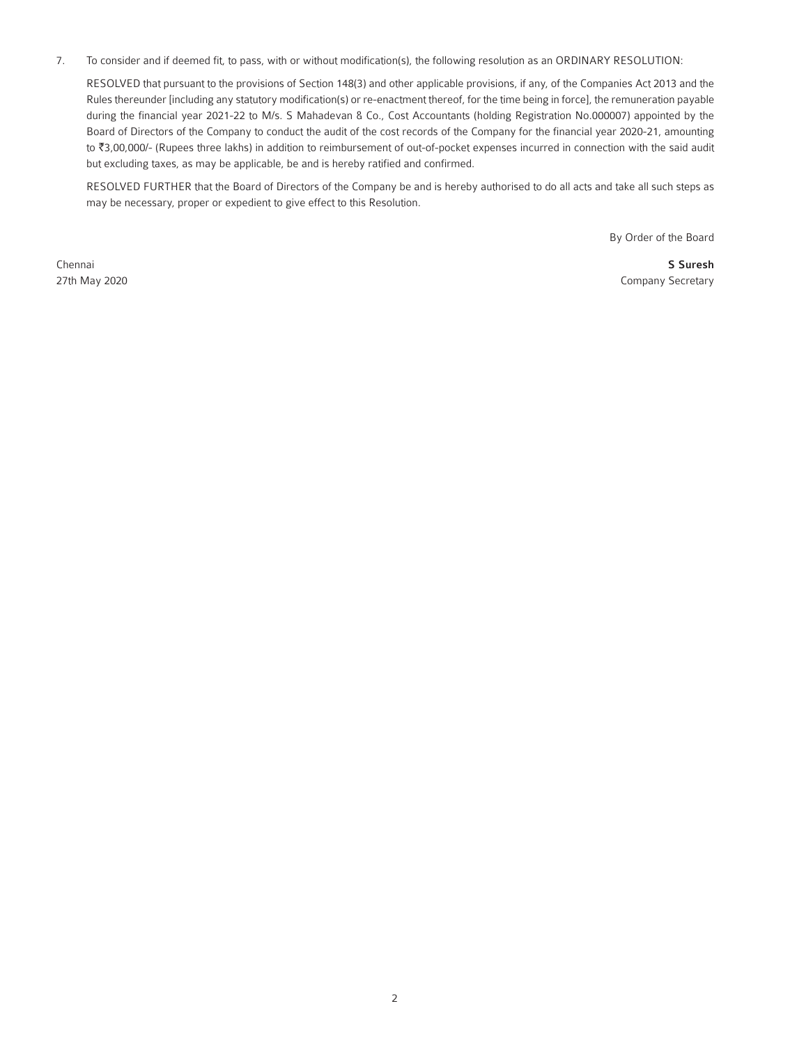7. To consider and if deemed fit, to pass, with or without modification(s), the following resolution as an ORDINARY RESOLUTION:

   RESOLVED that pursuant to the provisions of Section 148(3) and other applicable provisions, if any, of the Companies Act 2013 and the Rules thereunder [including any statutory modification(s) or re-enactment thereof, for the time being in force], the remuneration payable during the financial year 2021-22 to M/s. S Mahadevan & Co., Cost Accountants (holding Registration No.000007) appointed by the Board of Directors of the Company to conduct the audit of the cost records of the Company for the financial year 2020-21, amounting to ₹3,00,000/- (Rupees three lakhs) in addition to reimbursement of out-of-pocket expenses incurred in connection with the said audit but excluding taxes, as may be applicable, be and is hereby ratified and confirmed.

   RESOLVED FURTHER that the Board of Directors of the Company be and is hereby authorised to do all acts and take all such steps as may be necessary, proper or expedient to give effect to this Resolution.

By Order of the Board

Chennai
27th May 2020

**S Suresh**
Company Secretary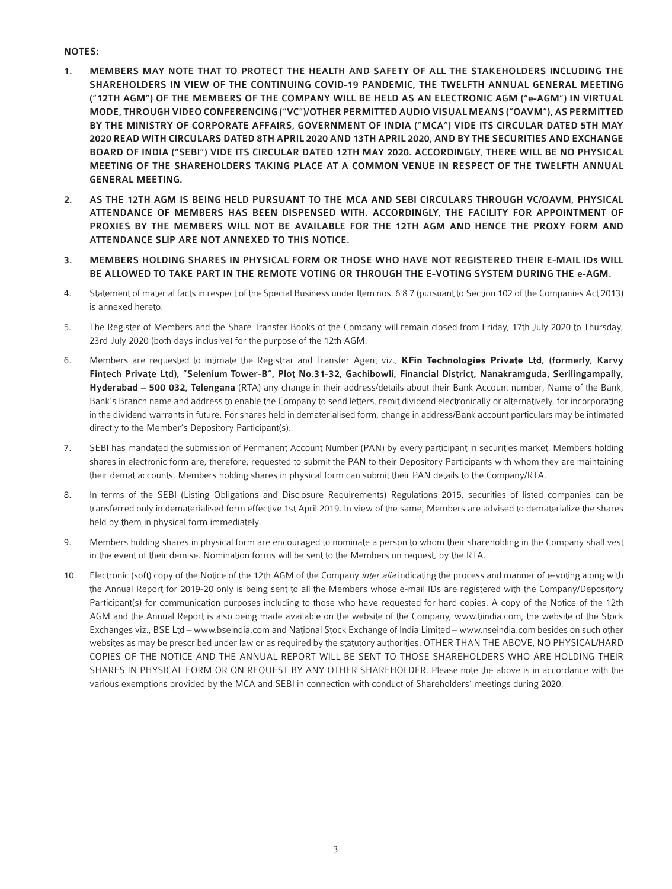**NOTES:**

1. **MEMBERS MAY NOTE THAT TO PROTECT THE HEALTH AND SAFETY OF ALL THE STAKEHOLDERS INCLUDING THE SHAREHOLDERS IN VIEW OF THE CONTINUING COVID-19 PANDEMIC, THE TWELFTH ANNUAL GENERAL MEETING ("12TH AGM") OF THE MEMBERS OF THE COMPANY WILL BE HELD AS AN ELECTRONIC AGM ("e-AGM") IN VIRTUAL MODE, THROUGH VIDEO CONFERENCING ("VC")/OTHER PERMITTED AUDIO VISUAL MEANS ("OAVM"), AS PERMITTED BY THE MINISTRY OF CORPORATE AFFAIRS, GOVERNMENT OF INDIA ("MCA") VIDE ITS CIRCULAR DATED 5TH MAY 2020 READ WITH CIRCULARS DATED 8TH APRIL 2020 AND 13TH APRIL 2020, AND BY THE SECURITIES AND EXCHANGE BOARD OF INDIA ("SEBI") VIDE ITS CIRCULAR DATED 12TH MAY 2020. ACCORDINGLY, THERE WILL BE NO PHYSICAL MEETING OF THE SHAREHOLDERS TAKING PLACE AT A COMMON VENUE IN RESPECT OF THE TWELFTH ANNUAL GENERAL MEETING.**

2. **AS THE 12TH AGM IS BEING HELD PURSUANT TO THE MCA AND SEBI CIRCULARS THROUGH VC/OAVM, PHYSICAL ATTENDANCE OF MEMBERS HAS BEEN DISPENSED WITH. ACCORDINGLY, THE FACILITY FOR APPOINTMENT OF PROXIES BY THE MEMBERS WILL NOT BE AVAILABLE FOR THE 12TH AGM AND HENCE THE PROXY FORM AND ATTENDANCE SLIP ARE NOT ANNEXED TO THIS NOTICE.**

3. **MEMBERS HOLDING SHARES IN PHYSICAL FORM OR THOSE WHO HAVE NOT REGISTERED THEIR E-MAIL IDs WILL BE ALLOWED TO TAKE PART IN THE REMOTE VOTING OR THROUGH THE E-VOTING SYSTEM DURING THE e-AGM.**

4. Statement of material facts in respect of the Special Business under Item nos. 6 & 7 (pursuant to Section 102 of the Companies Act 2013) is annexed hereto.

5. The Register of Members and the Share Transfer Books of the Company will remain closed from Friday, 17th July 2020 to Thursday, 23rd July 2020 (both days inclusive) for the purpose of the 12th AGM.

6. Members are requested to intimate the Registrar and Transfer Agent viz., **KFin Technologies Private Ltd, (formerly, Karvy Fintech Private Ltd), "Selenium Tower-B", Plot No.31-32, Gachibowli, Financial District, Nanakramguda, Serilingampally, Hyderabad – 500 032, Telengana** (RTA) any change in their address/details about their Bank Account number, Name of the Bank, Bank's Branch name and address to enable the Company to send letters, remit dividend electronically or alternatively, for incorporating in the dividend warrants in future. For shares held in dematerialised form, change in address/Bank account particulars may be intimated directly to the Member's Depository Participant(s).

7. SEBI has mandated the submission of Permanent Account Number (PAN) by every participant in securities market. Members holding shares in electronic form are, therefore, requested to submit the PAN to their Depository Participants with whom they are maintaining their demat accounts. Members holding shares in physical form can submit their PAN details to the Company/RTA.

8. In terms of the SEBI (Listing Obligations and Disclosure Requirements) Regulations 2015, securities of listed companies can be transferred only in dematerialised form effective 1st April 2019. In view of the same, Members are advised to dematerialize the shares held by them in physical form immediately.

9. Members holding shares in physical form are encouraged to nominate a person to whom their shareholding in the Company shall vest in the event of their demise. Nomination forms will be sent to the Members on request, by the RTA.

10. Electronic (soft) copy of the Notice of the 12th AGM of the Company *inter alia* indicating the process and manner of e-voting along with the Annual Report for 2019-20 only is being sent to all the Members whose e-mail IDs are registered with the Company/Depository Participant(s) for communication purposes including to those who have requested for hard copies. A copy of the Notice of the 12th AGM and the Annual Report is also being made available on the website of the Company, www.tiindia.com, the website of the Stock Exchanges viz., BSE Ltd – www.bseindia.com and National Stock Exchange of India Limited – www.nseindia.com besides on such other websites as may be prescribed under law or as required by the statutory authorities. OTHER THAN THE ABOVE, NO PHYSICAL/HARD COPIES OF THE NOTICE AND THE ANNUAL REPORT WILL BE SENT TO THOSE SHAREHOLDERS WHO ARE HOLDING THEIR SHARES IN PHYSICAL FORM OR ON REQUEST BY ANY OTHER SHAREHOLDER. Please note the above is in accordance with the various exemptions provided by the MCA and SEBI in connection with conduct of Shareholders' meetings during 2020.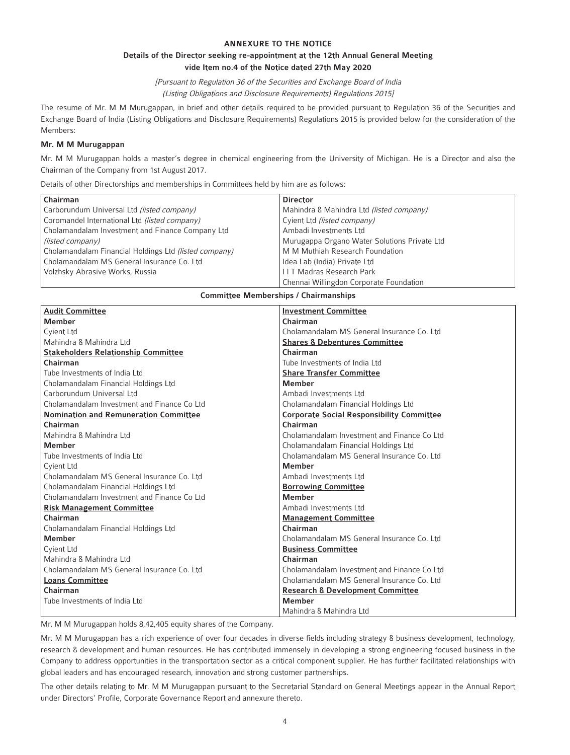**ANNEXURE TO THE NOTICE**

**Details of the Director seeking re-appointment at the 12th Annual General Meeting vide Item no.4 of the Notice dated 27th May 2020**

*[Pursuant to Regulation 36 of the Securities and Exchange Board of India (Listing Obligations and Disclosure Requirements) Regulations 2015]*

The resume of Mr. M M Murugappan, in brief and other details required to be provided pursuant to Regulation 36 of the Securities and Exchange Board of India (Listing Obligations and Disclosure Requirements) Regulations 2015 is provided below for the consideration of the Members:

**Mr. M M Murugappan**

Mr. M M Murugappan holds a master's degree in chemical engineering from the University of Michigan. He is a Director and also the Chairman of the Company from 1st August 2017.

Details of other Directorships and memberships in Committees held by him are as follows:

| **Chairman** | **Director** |
|---|---|
| Carborundum Universal Ltd *(listed company)* | Mahindra & Mahindra Ltd *(listed company)* |
| Coromandel International Ltd *(listed company)* | Cyient Ltd *(listed company)* |
| Cholamandalam Investment and Finance Company Ltd *(listed company)* | Ambadi Investments Ltd |
| Cholamandalam Financial Holdings Ltd *(listed company)* | Murugappa Organo Water Solutions Private Ltd |
| Cholamandalam MS General Insurance Co. Ltd | M M Muthiah Research Foundation |
| Volzhsky Abrasive Works, Russia | Idea Lab (India) Private Ltd |
| | I I T Madras Research Park |
| | Chennai Willingdon Corporate Foundation |

**Committee Memberships / Chairmanships**

| | |
|---|---|
| **Audit Committee** | **Investment Committee** |
| **Member** | **Chairman** |
| Cyient Ltd | Cholamandalam MS General Insurance Co. Ltd |
| Mahindra & Mahindra Ltd | **Shares & Debentures Committee** |
| **Stakeholders Relationship Committee** | **Chairman** |
| **Chairman** | Tube Investments of India Ltd |
| Tube Investments of India Ltd | **Share Transfer Committee** |
| Cholamandalam Financial Holdings Ltd | **Member** |
| Carborundum Universal Ltd | Ambadi Investments Ltd |
| Cholamandalam Investment and Finance Co Ltd | Cholamandalam Financial Holdings Ltd |
| **Nomination and Remuneration Committee** | **Corporate Social Responsibility Committee** |
| **Chairman** | **Chairman** |
| Mahindra & Mahindra Ltd | Cholamandalam Investment and Finance Co Ltd |
| **Member** | Cholamandalam Financial Holdings Ltd |
| Tube Investments of India Ltd | Cholamandalam MS General Insurance Co. Ltd |
| Cyient Ltd | **Member** |
| Cholamandalam MS General Insurance Co. Ltd | Ambadi Investments Ltd |
| Cholamandalam Financial Holdings Ltd | **Borrowing Committee** |
| Cholamandalam Investment and Finance Co Ltd | **Member** |
| **Risk Management Committee** | Ambadi Investments Ltd |
| **Chairman** | **Management Committee** |
| Cholamandalam Financial Holdings Ltd | **Chairman** |
| **Member** | Cholamandalam MS General Insurance Co. Ltd |
| Cyient Ltd | **Business Committee** |
| Mahindra & Mahindra Ltd | **Chairman** |
| Cholamandalam MS General Insurance Co. Ltd | Cholamandalam Investment and Finance Co Ltd |
| **Loans Committee** | Cholamandalam MS General Insurance Co. Ltd |
| **Chairman** | **Research & Development Committee** |
| Tube Investments of India Ltd | **Member** |
| | Mahindra & Mahindra Ltd |

Mr. M M Murugappan holds 8,42,405 equity shares of the Company.

Mr. M M Murugappan has a rich experience of over four decades in diverse fields including strategy & business development, technology, research & development and human resources. He has contributed immensely in developing a strong engineering focused business in the Company to address opportunities in the transportation sector as a critical component supplier. He has further facilitated relationships with global leaders and has encouraged research, innovation and strong customer partnerships.

The other details relating to Mr. M M Murugappan pursuant to the Secretarial Standard on General Meetings appear in the Annual Report under Directors' Profile, Corporate Governance Report and annexure thereto.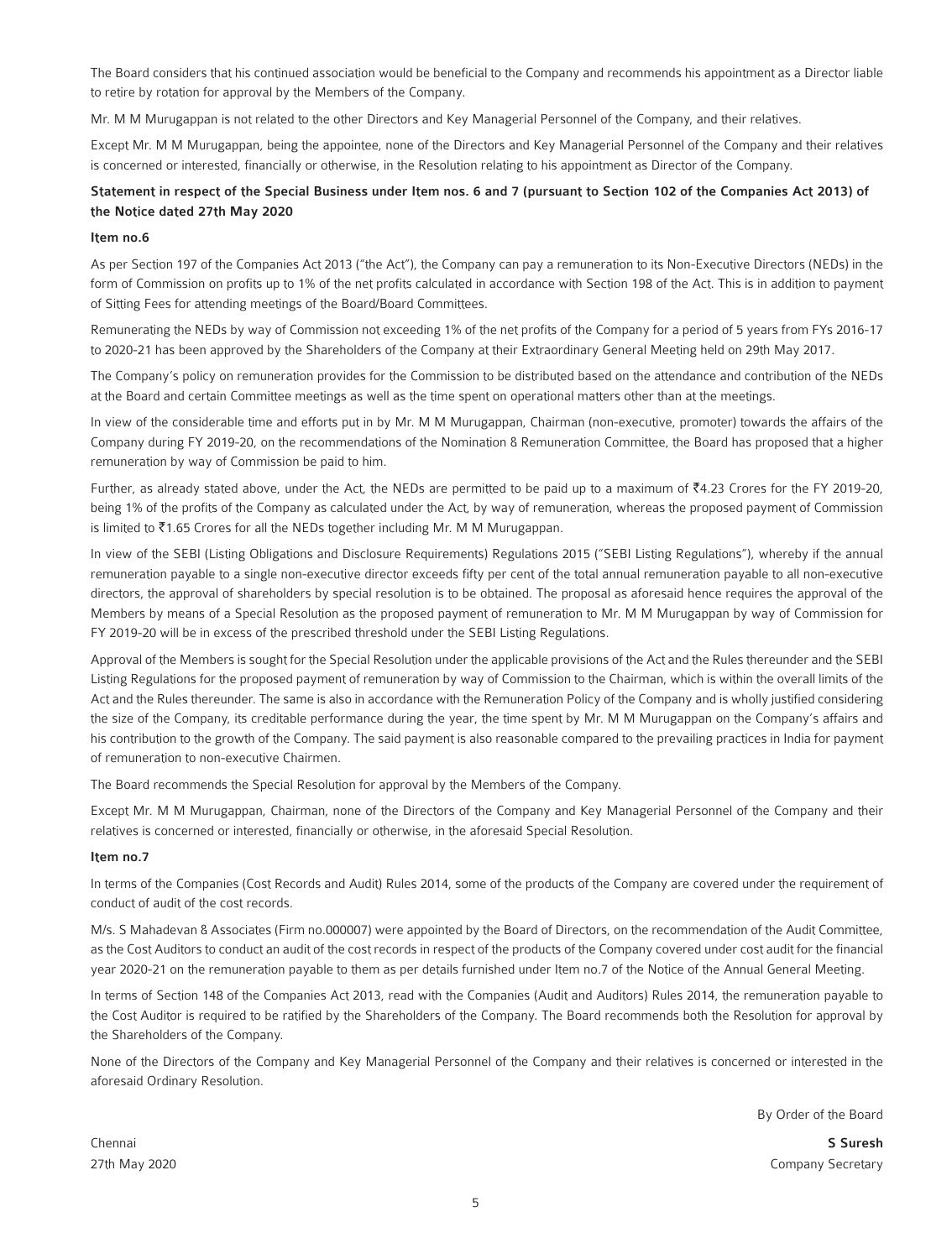The Board considers that his continued association would be beneficial to the Company and recommends his appointment as a Director liable to retire by rotation for approval by the Members of the Company.

Mr. M M Murugappan is not related to the other Directors and Key Managerial Personnel of the Company, and their relatives.

Except Mr. M M Murugappan, being the appointee, none of the Directors and Key Managerial Personnel of the Company and their relatives is concerned or interested, financially or otherwise, in the Resolution relating to his appointment as Director of the Company.

### Statement in respect of the Special Business under Item nos. 6 and 7 (pursuant to Section 102 of the Companies Act 2013) of the Notice dated 27th May 2020

#### Item no.6

As per Section 197 of the Companies Act 2013 ("the Act"), the Company can pay a remuneration to its Non-Executive Directors (NEDs) in the form of Commission on profits up to 1% of the net profits calculated in accordance with Section 198 of the Act. This is in addition to payment of Sitting Fees for attending meetings of the Board/Board Committees.

Remunerating the NEDs by way of Commission not exceeding 1% of the net profits of the Company for a period of 5 years from FYs 2016-17 to 2020-21 has been approved by the Shareholders of the Company at their Extraordinary General Meeting held on 29th May 2017.

The Company's policy on remuneration provides for the Commission to be distributed based on the attendance and contribution of the NEDs at the Board and certain Committee meetings as well as the time spent on operational matters other than at the meetings.

In view of the considerable time and efforts put in by Mr. M M Murugappan, Chairman (non-executive, promoter) towards the affairs of the Company during FY 2019-20, on the recommendations of the Nomination & Remuneration Committee, the Board has proposed that a higher remuneration by way of Commission be paid to him.

Further, as already stated above, under the Act, the NEDs are permitted to be paid up to a maximum of ₹4.23 Crores for the FY 2019-20, being 1% of the profits of the Company as calculated under the Act, by way of remuneration, whereas the proposed payment of Commission is limited to ₹1.65 Crores for all the NEDs together including Mr. M M Murugappan.

In view of the SEBI (Listing Obligations and Disclosure Requirements) Regulations 2015 ("SEBI Listing Regulations"), whereby if the annual remuneration payable to a single non-executive director exceeds fifty per cent of the total annual remuneration payable to all non-executive directors, the approval of shareholders by special resolution is to be obtained. The proposal as aforesaid hence requires the approval of the Members by means of a Special Resolution as the proposed payment of remuneration to Mr. M M Murugappan by way of Commission for FY 2019-20 will be in excess of the prescribed threshold under the SEBI Listing Regulations.

Approval of the Members is sought for the Special Resolution under the applicable provisions of the Act and the Rules thereunder and the SEBI Listing Regulations for the proposed payment of remuneration by way of Commission to the Chairman, which is within the overall limits of the Act and the Rules thereunder. The same is also in accordance with the Remuneration Policy of the Company and is wholly justified considering the size of the Company, its creditable performance during the year, the time spent by Mr. M M Murugappan on the Company's affairs and his contribution to the growth of the Company. The said payment is also reasonable compared to the prevailing practices in India for payment of remuneration to non-executive Chairmen.

The Board recommends the Special Resolution for approval by the Members of the Company.

Except Mr. M M Murugappan, Chairman, none of the Directors of the Company and Key Managerial Personnel of the Company and their relatives is concerned or interested, financially or otherwise, in the aforesaid Special Resolution.

#### Item no.7

In terms of the Companies (Cost Records and Audit) Rules 2014, some of the products of the Company are covered under the requirement of conduct of audit of the cost records.

M/s. S Mahadevan & Associates (Firm no.000007) were appointed by the Board of Directors, on the recommendation of the Audit Committee, as the Cost Auditors to conduct an audit of the cost records in respect of the products of the Company covered under cost audit for the financial year 2020-21 on the remuneration payable to them as per details furnished under Item no.7 of the Notice of the Annual General Meeting.

In terms of Section 148 of the Companies Act 2013, read with the Companies (Audit and Auditors) Rules 2014, the remuneration payable to the Cost Auditor is required to be ratified by the Shareholders of the Company. The Board recommends both the Resolution for approval by the Shareholders of the Company.

None of the Directors of the Company and Key Managerial Personnel of the Company and their relatives is concerned or interested in the aforesaid Ordinary Resolution.

By Order of the Board

Chennai
27th May 2020

**S Suresh**
Company Secretary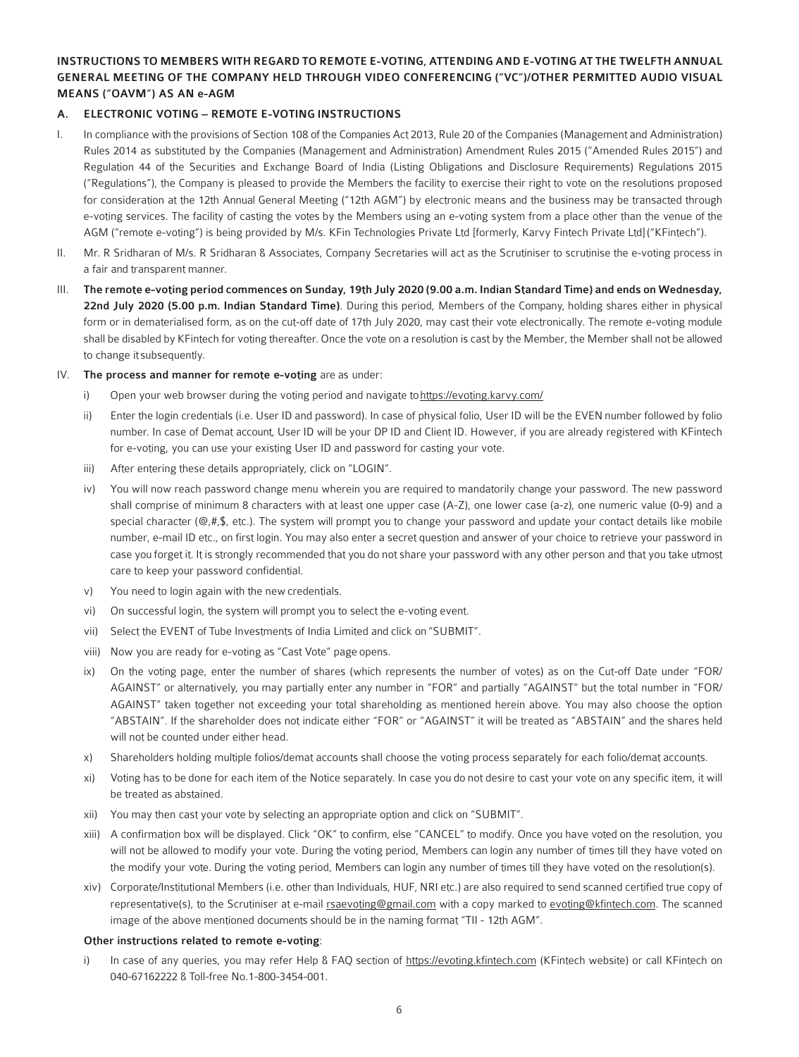**INSTRUCTIONS TO MEMBERS WITH REGARD TO REMOTE E-VOTING, ATTENDING AND E-VOTING AT THE TWELFTH ANNUAL GENERAL MEETING OF THE COMPANY HELD THROUGH VIDEO CONFERENCING ("VC")/OTHER PERMITTED AUDIO VISUAL MEANS ("OAVM") AS AN e-AGM**

**A. ELECTRONIC VOTING – REMOTE E-VOTING INSTRUCTIONS**

I. In compliance with the provisions of Section 108 of the Companies Act 2013, Rule 20 of the Companies (Management and Administration) Rules 2014 as substituted by the Companies (Management and Administration) Amendment Rules 2015 ("Amended Rules 2015") and Regulation 44 of the Securities and Exchange Board of India (Listing Obligations and Disclosure Requirements) Regulations 2015 ("Regulations"), the Company is pleased to provide the Members the facility to exercise their right to vote on the resolutions proposed for consideration at the 12th Annual General Meeting ("12th AGM") by electronic means and the business may be transacted through e-voting services. The facility of casting the votes by the Members using an e-voting system from a place other than the venue of the AGM ("remote e-voting") is being provided by M/s. KFin Technologies Private Ltd [formerly, Karvy Fintech Private Ltd] ("KFintech").

II. Mr. R Sridharan of M/s. R Sridharan & Associates, Company Secretaries will act as the Scrutiniser to scrutinise the e-voting process in a fair and transparent manner.

III. **The remote e-voting period commences on Sunday, 19th July 2020 (9.00 a.m. Indian Standard Time) and ends on Wednesday, 22nd July 2020 (5.00 p.m. Indian Standard Time)**. During this period, Members of the Company, holding shares either in physical form or in dematerialised form, as on the cut-off date of 17th July 2020, may cast their vote electronically. The remote e-voting module shall be disabled by KFintech for voting thereafter. Once the vote on a resolution is cast by the Member, the Member shall not be allowed to change it subsequently.

IV. **The process and manner for remote e-voting** are as under:

   i) Open your web browser during the voting period and navigate to https://evoting.karvy.com/

   ii) Enter the login credentials (i.e. User ID and password). In case of physical folio, User ID will be the EVEN number followed by folio number. In case of Demat account, User ID will be your DP ID and Client ID. However, if you are already registered with KFintech for e-voting, you can use your existing User ID and password for casting your vote.

   iii) After entering these details appropriately, click on "LOGIN".

   iv) You will now reach password change menu wherein you are required to mandatorily change your password. The new password shall comprise of minimum 8 characters with at least one upper case (A-Z), one lower case (a-z), one numeric value (0-9) and a special character (@,#,$, etc.). The system will prompt you to change your password and update your contact details like mobile number, e-mail ID etc., on first login. You may also enter a secret question and answer of your choice to retrieve your password in case you forget it. It is strongly recommended that you do not share your password with any other person and that you take utmost care to keep your password confidential.

   v) You need to login again with the new credentials.

   vi) On successful login, the system will prompt you to select the e-voting event.

   vii) Select the EVENT of Tube Investments of India Limited and click on "SUBMIT".

   viii) Now you are ready for e-voting as "Cast Vote" page opens.

   ix) On the voting page, enter the number of shares (which represents the number of votes) as on the Cut-off Date under "FOR/ AGAINST" or alternatively, you may partially enter any number in "FOR" and partially "AGAINST" but the total number in "FOR/ AGAINST" taken together not exceeding your total shareholding as mentioned herein above. You may also choose the option "ABSTAIN". If the shareholder does not indicate either "FOR" or "AGAINST" it will be treated as "ABSTAIN" and the shares held will not be counted under either head.

   x) Shareholders holding multiple folios/demat accounts shall choose the voting process separately for each folio/demat accounts.

   xi) Voting has to be done for each item of the Notice separately. In case you do not desire to cast your vote on any specific item, it will be treated as abstained.

   xii) You may then cast your vote by selecting an appropriate option and click on "SUBMIT".

   xiii) A confirmation box will be displayed. Click "OK" to confirm, else "CANCEL" to modify. Once you have voted on the resolution, you will not be allowed to modify your vote. During the voting period, Members can login any number of times till they have voted on the modify your vote. During the voting period, Members can login any number of times till they have voted on the resolution(s).

   xiv) Corporate/Institutional Members (i.e. other than Individuals, HUF, NRI etc.) are also required to send scanned certified true copy of representative(s), to the Scrutiniser at e-mail rsaevoting@gmail.com with a copy marked to evoting@kfintech.com. The scanned image of the above mentioned documents should be in the naming format "TII - 12th AGM".

**Other instructions related to remote e-voting**:

   i) In case of any queries, you may refer Help & FAQ section of https://evoting.kfintech.com (KFintech website) or call KFintech on 040-67162222 & Toll-free No.1-800-3454-001.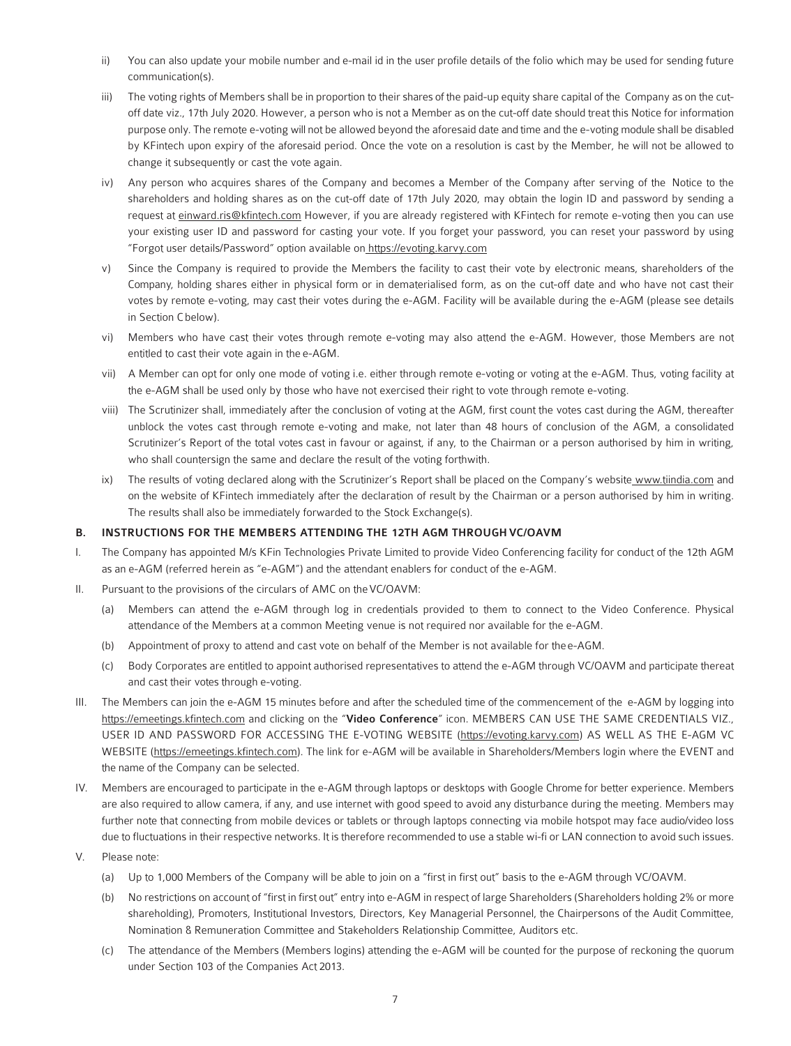ii) You can also update your mobile number and e-mail id in the user profile details of the folio which may be used for sending future communication(s).

iii) The voting rights of Members shall be in proportion to their shares of the paid-up equity share capital of the Company as on the cut-off date viz., 17th July 2020. However, a person who is not a Member as on the cut-off date should treat this Notice for information purpose only. The remote e-voting will not be allowed beyond the aforesaid date and time and the e-voting module shall be disabled by KFintech upon expiry of the aforesaid period. Once the vote on a resolution is cast by the Member, he will not be allowed to change it subsequently or cast the vote again.

iv) Any person who acquires shares of the Company and becomes a Member of the Company after serving of the Notice to the shareholders and holding shares as on the cut-off date of 17th July 2020, may obtain the login ID and password by sending a request at einward.ris@kfintech.com However, if you are already registered with KFintech for remote e-voting then you can use your existing user ID and password for casting your vote. If you forget your password, you can reset your password by using "Forgot user details/Password" option available on https://evoting.karvy.com

v) Since the Company is required to provide the Members the facility to cast their vote by electronic means, shareholders of the Company, holding shares either in physical form or in dematerialised form, as on the cut-off date and who have not cast their votes by remote e-voting, may cast their votes during the e-AGM. Facility will be available during the e-AGM (please see details in Section C below).

vi) Members who have cast their votes through remote e-voting may also attend the e-AGM. However, those Members are not entitled to cast their vote again in the e-AGM.

vii) A Member can opt for only one mode of voting i.e. either through remote e-voting or voting at the e-AGM. Thus, voting facility at the e-AGM shall be used only by those who have not exercised their right to vote through remote e-voting.

viii) The Scrutinizer shall, immediately after the conclusion of voting at the AGM, first count the votes cast during the AGM, thereafter unblock the votes cast through remote e-voting and make, not later than 48 hours of conclusion of the AGM, a consolidated Scrutinizer's Report of the total votes cast in favour or against, if any, to the Chairman or a person authorised by him in writing, who shall countersign the same and declare the result of the voting forthwith.

ix) The results of voting declared along with the Scrutinizer's Report shall be placed on the Company's website www.tiindia.com and on the website of KFintech immediately after the declaration of result by the Chairman or a person authorised by him in writing. The results shall also be immediately forwarded to the Stock Exchange(s).

### B. INSTRUCTIONS FOR THE MEMBERS ATTENDING THE 12TH AGM THROUGH VC/OAVM

I. The Company has appointed M/s KFin Technologies Private Limited to provide Video Conferencing facility for conduct of the 12th AGM as an e-AGM (referred herein as "e-AGM") and the attendant enablers for conduct of the e-AGM.

II. Pursuant to the provisions of the circulars of AMC on the VC/OAVM:

(a) Members can attend the e-AGM through log in credentials provided to them to connect to the Video Conference. Physical attendance of the Members at a common Meeting venue is not required nor available for the e-AGM.

(b) Appointment of proxy to attend and cast vote on behalf of the Member is not available for the e-AGM.

(c) Body Corporates are entitled to appoint authorised representatives to attend the e-AGM through VC/OAVM and participate thereat and cast their votes through e-voting.

III. The Members can join the e-AGM 15 minutes before and after the scheduled time of the commencement of the e-AGM by logging into https://emeetings.kfintech.com and clicking on the "**Video Conference**" icon. MEMBERS CAN USE THE SAME CREDENTIALS VIZ., USER ID AND PASSWORD FOR ACCESSING THE E-VOTING WEBSITE (https://evoting.karvy.com) AS WELL AS THE E-AGM VC WEBSITE (https://emeetings.kfintech.com). The link for e-AGM will be available in Shareholders/Members login where the EVENT and the name of the Company can be selected.

IV. Members are encouraged to participate in the e-AGM through laptops or desktops with Google Chrome for better experience. Members are also required to allow camera, if any, and use internet with good speed to avoid any disturbance during the meeting. Members may further note that connecting from mobile devices or tablets or through laptops connecting via mobile hotspot may face audio/video loss due to fluctuations in their respective networks. It is therefore recommended to use a stable wi-fi or LAN connection to avoid such issues.

V. Please note:

(a) Up to 1,000 Members of the Company will be able to join on a "first in first out" basis to the e-AGM through VC/OAVM.

(b) No restrictions on account of "first in first out" entry into e-AGM in respect of large Shareholders (Shareholders holding 2% or more shareholding), Promoters, Institutional Investors, Directors, Key Managerial Personnel, the Chairpersons of the Audit Committee, Nomination & Remuneration Committee and Stakeholders Relationship Committee, Auditors etc.

(c) The attendance of the Members (Members logins) attending the e-AGM will be counted for the purpose of reckoning the quorum under Section 103 of the Companies Act 2013.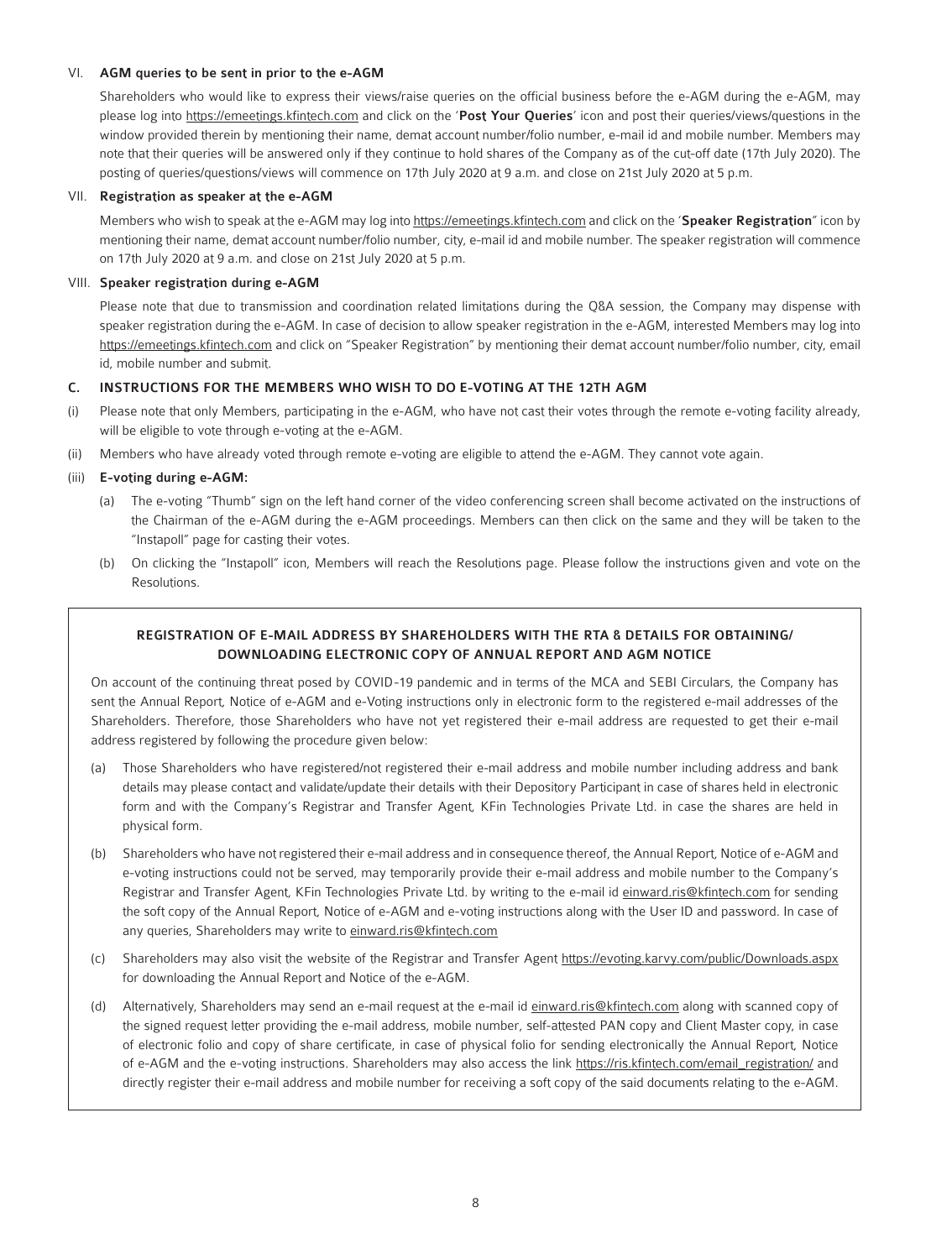VI. **AGM queries to be sent in prior to the e-AGM**

Shareholders who would like to express their views/raise queries on the official business before the e-AGM during the e-AGM, may please log into https://emeetings.kfintech.com and click on the '**Post Your Queries**' icon and post their queries/views/questions in the window provided therein by mentioning their name, demat account number/folio number, e-mail id and mobile number. Members may note that their queries will be answered only if they continue to hold shares of the Company as of the cut-off date (17th July 2020). The posting of queries/questions/views will commence on 17th July 2020 at 9 a.m. and close on 21st July 2020 at 5 p.m.

VII. **Registration as speaker at the e-AGM**

Members who wish to speak at the e-AGM may log into https://emeetings.kfintech.com and click on the '**Speaker Registration**" icon by mentioning their name, demat account number/folio number, city, e-mail id and mobile number. The speaker registration will commence on 17th July 2020 at 9 a.m. and close on 21st July 2020 at 5 p.m.

VIII. **Speaker registration during e-AGM**

Please note that due to transmission and coordination related limitations during the Q&A session, the Company may dispense with speaker registration during the e-AGM. In case of decision to allow speaker registration in the e-AGM, interested Members may log into https://emeetings.kfintech.com and click on "Speaker Registration" by mentioning their demat account number/folio number, city, email id, mobile number and submit.

## C. INSTRUCTIONS FOR THE MEMBERS WHO WISH TO DO E-VOTING AT THE 12TH AGM

(i) Please note that only Members, participating in the e-AGM, who have not cast their votes through the remote e-voting facility already, will be eligible to vote through e-voting at the e-AGM.

(ii) Members who have already voted through remote e-voting are eligible to attend the e-AGM. They cannot vote again.

(iii) **E-voting during e-AGM:**

(a) The e-voting "Thumb" sign on the left hand corner of the video conferencing screen shall become activated on the instructions of the Chairman of the e-AGM during the e-AGM proceedings. Members can then click on the same and they will be taken to the "Instapoll" page for casting their votes.

(b) On clicking the "Instapoll" icon, Members will reach the Resolutions page. Please follow the instructions given and vote on the Resolutions.

### REGISTRATION OF E-MAIL ADDRESS BY SHAREHOLDERS WITH THE RTA & DETAILS FOR OBTAINING/ DOWNLOADING ELECTRONIC COPY OF ANNUAL REPORT AND AGM NOTICE

On account of the continuing threat posed by COVID-19 pandemic and in terms of the MCA and SEBI Circulars, the Company has sent the Annual Report, Notice of e-AGM and e-Voting instructions only in electronic form to the registered e-mail addresses of the Shareholders. Therefore, those Shareholders who have not yet registered their e-mail address are requested to get their e-mail address registered by following the procedure given below:

(a) Those Shareholders who have registered/not registered their e-mail address and mobile number including address and bank details may please contact and validate/update their details with their Depository Participant in case of shares held in electronic form and with the Company's Registrar and Transfer Agent, KFin Technologies Private Ltd. in case the shares are held in physical form.

(b) Shareholders who have not registered their e-mail address and in consequence thereof, the Annual Report, Notice of e-AGM and e-voting instructions could not be served, may temporarily provide their e-mail address and mobile number to the Company's Registrar and Transfer Agent, KFin Technologies Private Ltd. by writing to the e-mail id einward.ris@kfintech.com for sending the soft copy of the Annual Report, Notice of e-AGM and e-voting instructions along with the User ID and password. In case of any queries, Shareholders may write to einward.ris@kfintech.com

(c) Shareholders may also visit the website of the Registrar and Transfer Agent https://evoting.karvy.com/public/Downloads.aspx for downloading the Annual Report and Notice of the e-AGM.

(d) Alternatively, Shareholders may send an e-mail request at the e-mail id einward.ris@kfintech.com along with scanned copy of the signed request letter providing the e-mail address, mobile number, self-attested PAN copy and Client Master copy, in case of electronic folio and copy of share certificate, in case of physical folio for sending electronically the Annual Report, Notice of e-AGM and the e-voting instructions. Shareholders may also access the link https://ris.kfintech.com/email_registration/ and directly register their e-mail address and mobile number for receiving a soft copy of the said documents relating to the e-AGM.